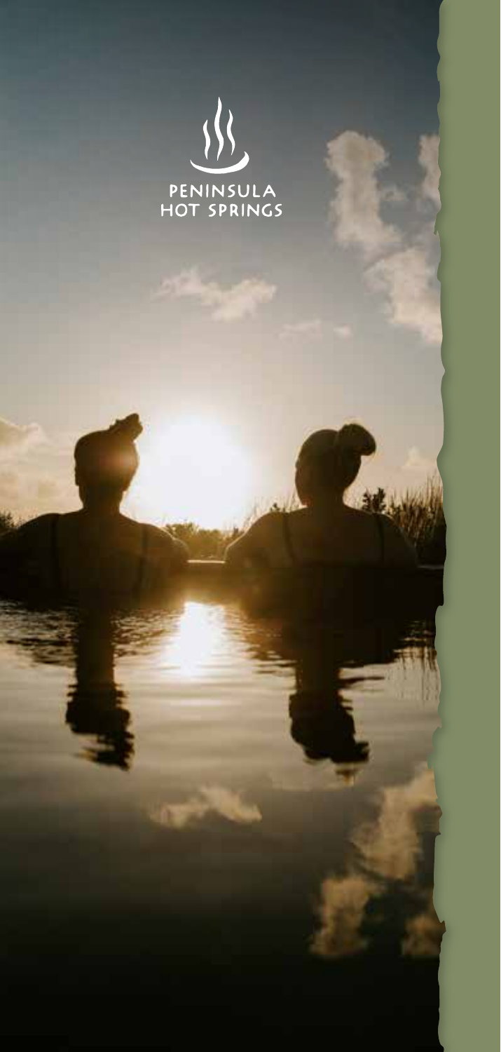PENINSULA HOT SPRINGS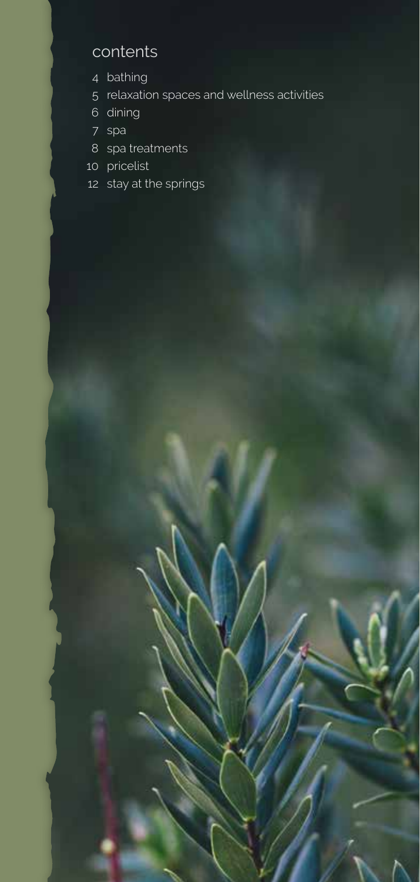## contents

- 4 bathing
- 5 relaxation spaces and wellness activities
- 6 dining
- 7 spa
- 8 spa treatments
- 10 pricelist
- 12 stay at the springs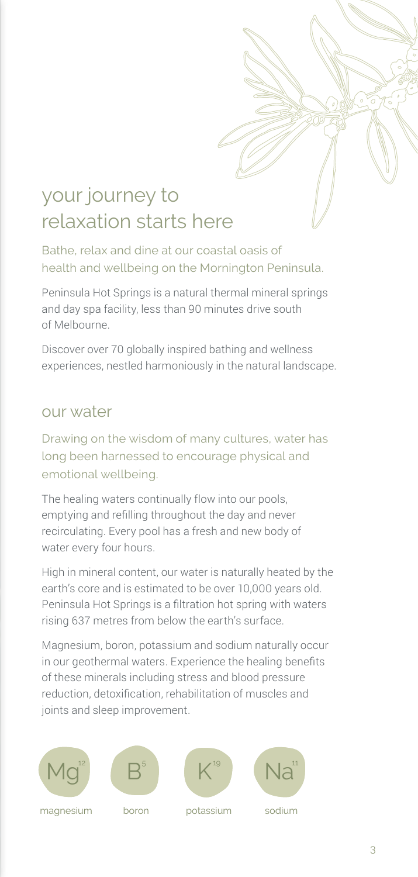# your journey to relaxation starts here

Bathe, relax and dine at our coastal oasis of health and wellbeing on the Mornington Peninsula.

Peninsula Hot Springs is a natural thermal mineral springs and day spa facility, less than 90 minutes drive south of Melbourne.

Discover over 70 globally inspired bathing and wellness experiences, nestled harmoniously in the natural landscape.

## our water

Drawing on the wisdom of many cultures, water has long been harnessed to encourage physical and emotional wellbeing.

The healing waters continually flow into our pools, emptying and refilling throughout the day and never recirculating. Every pool has a fresh and new body of water every four hours.

High in mineral content, our water is naturally heated by the earth's core and is estimated to be over 10,000 years old. Peninsula Hot Springs is a filtration hot spring with waters rising 637 metres from below the earth's surface.

Magnesium, boron, potassium and sodium naturally occur in our geothermal waters. Experience the healing benefits of these minerals including stress and blood pressure reduction, detoxification, rehabilitation of muscles and joints and sleep improvement.

| Mg 12 | B 5 | K 19 | Na 11 |
|---|---|---|---|
| magnesium | boron | potassium | sodium |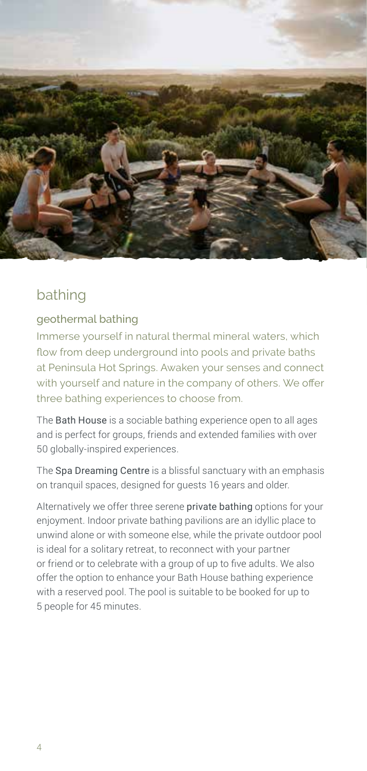# bathing

## geothermal bathing

Immerse yourself in natural thermal mineral waters, which flow from deep underground into pools and private baths at Peninsula Hot Springs. Awaken your senses and connect with yourself and nature in the company of others. We offer three bathing experiences to choose from.

The **Bath House** is a sociable bathing experience open to all ages and is perfect for groups, friends and extended families with over 50 globally-inspired experiences.

The **Spa Dreaming Centre** is a blissful sanctuary with an emphasis on tranquil spaces, designed for guests 16 years and older.

Alternatively we offer three serene **private bathing** options for your enjoyment. Indoor private bathing pavilions are an idyllic place to unwind alone or with someone else, while the private outdoor pool is ideal for a solitary retreat, to reconnect with your partner or friend or to celebrate with a group of up to five adults. We also offer the option to enhance your Bath House bathing experience with a reserved pool. The pool is suitable to be booked for up to 5 people for 45 minutes.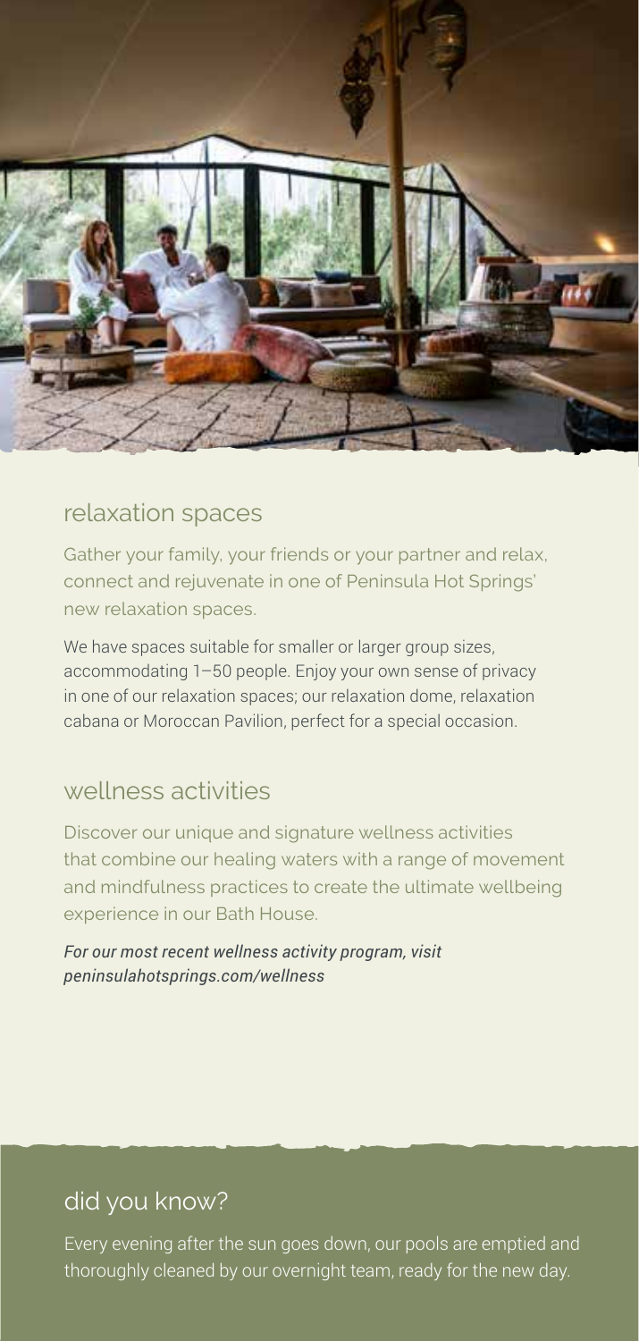## relaxation spaces

Gather your family, your friends or your partner and relax, connect and rejuvenate in one of Peninsula Hot Springs' new relaxation spaces.

We have spaces suitable for smaller or larger group sizes, accommodating 1–50 people. Enjoy your own sense of privacy in one of our relaxation spaces; our relaxation dome, relaxation cabana or Moroccan Pavilion, perfect for a special occasion.

## wellness activities

Discover our unique and signature wellness activities that combine our healing waters with a range of movement and mindfulness practices to create the ultimate wellbeing experience in our Bath House.

*For our most recent wellness activity program, visit peninsulahotsprings.com/wellness*

## did you know?

Every evening after the sun goes down, our pools are emptied and thoroughly cleaned by our overnight team, ready for the new day.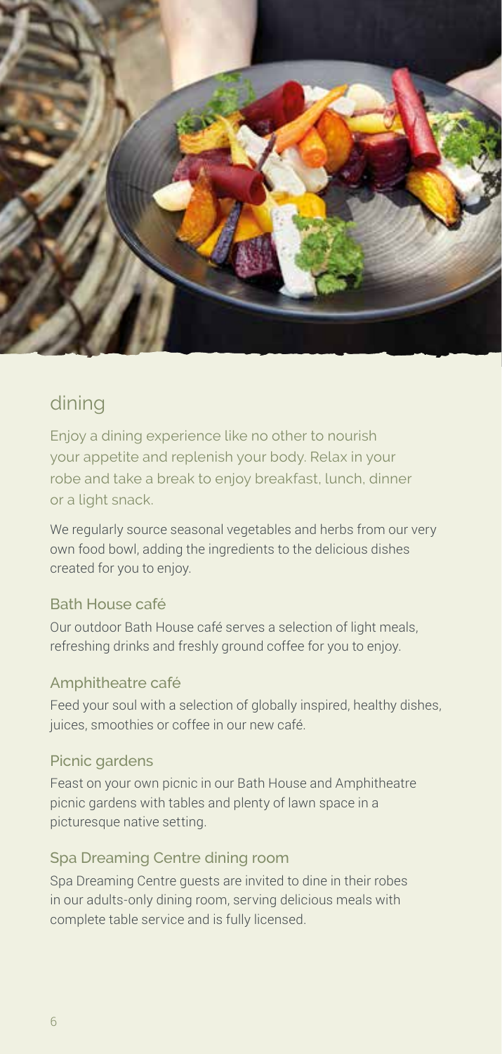## dining

Enjoy a dining experience like no other to nourish your appetite and replenish your body. Relax in your robe and take a break to enjoy breakfast, lunch, dinner or a light snack.

We regularly source seasonal vegetables and herbs from our very own food bowl, adding the ingredients to the delicious dishes created for you to enjoy.

### Bath House café

Our outdoor Bath House café serves a selection of light meals, refreshing drinks and freshly ground coffee for you to enjoy.

### Amphitheatre café

Feed your soul with a selection of globally inspired, healthy dishes, juices, smoothies or coffee in our new café.

### Picnic gardens

Feast on your own picnic in our Bath House and Amphitheatre picnic gardens with tables and plenty of lawn space in a picturesque native setting.

### Spa Dreaming Centre dining room

Spa Dreaming Centre guests are invited to dine in their robes in our adults-only dining room, serving delicious meals with complete table service and is fully licensed.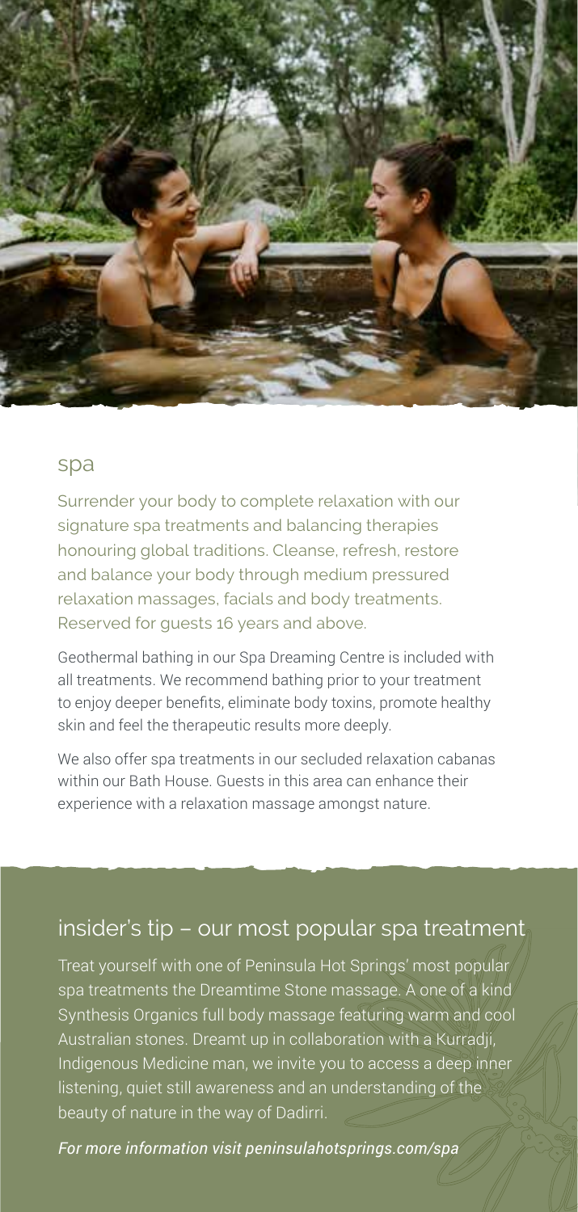## spa

Surrender your body to complete relaxation with our signature spa treatments and balancing therapies honouring global traditions. Cleanse, refresh, restore and balance your body through medium pressured relaxation massages, facials and body treatments. Reserved for guests 16 years and above.

Geothermal bathing in our Spa Dreaming Centre is included with all treatments. We recommend bathing prior to your treatment to enjoy deeper benefits, eliminate body toxins, promote healthy skin and feel the therapeutic results more deeply.

We also offer spa treatments in our secluded relaxation cabanas within our Bath House. Guests in this area can enhance their experience with a relaxation massage amongst nature.

## insider's tip – our most popular spa treatment

Treat yourself with one of Peninsula Hot Springs' most popular spa treatments the Dreamtime Stone massage. A one of a kind Synthesis Organics full body massage featuring warm and cool Australian stones. Dreamt up in collaboration with a Kurradji, Indigenous Medicine man, we invite you to access a deep inner listening, quiet still awareness and an understanding of the beauty of nature in the way of Dadirri.

*For more information visit peninsulahotsprings.com/spa*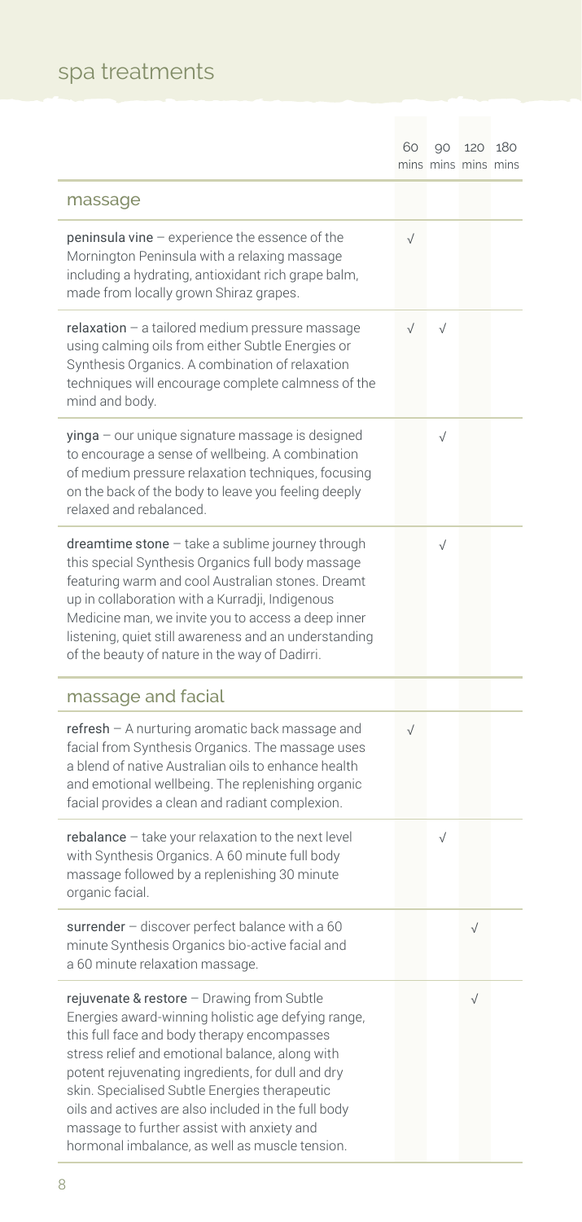# spa treatments

| | 60 mins | 90 mins | 120 mins | 180 mins |
|---|---|---|---|---|
| **massage** | | | | |
| **peninsula vine** – experience the essence of the Mornington Peninsula with a relaxing massage including a hydrating, antioxidant rich grape balm, made from locally grown Shiraz grapes. | √ | | | |
| **relaxation** – a tailored medium pressure massage using calming oils from either Subtle Energies or Synthesis Organics. A combination of relaxation techniques will encourage complete calmness of the mind and body. | √ | √ | | |
| **yinga** – our unique signature massage is designed to encourage a sense of wellbeing. A combination of medium pressure relaxation techniques, focusing on the back of the body to leave you feeling deeply relaxed and rebalanced. | | √ | | |
| **dreamtime stone** – take a sublime journey through this special Synthesis Organics full body massage featuring warm and cool Australian stones. Dreamt up in collaboration with a Kurradji, Indigenous Medicine man, we invite you to access a deep inner listening, quiet still awareness and an understanding of the beauty of nature in the way of Dadirri. | | √ | | |
| **massage and facial** | | | | |
| **refresh** – A nurturing aromatic back massage and facial from Synthesis Organics. The massage uses a blend of native Australian oils to enhance health and emotional wellbeing. The replenishing organic facial provides a clean and radiant complexion. | √ | | | |
| **rebalance** – take your relaxation to the next level with Synthesis Organics. A 60 minute full body massage followed by a replenishing 30 minute organic facial. | | √ | | |
| **surrender** – discover perfect balance with a 60 minute Synthesis Organics bio-active facial and a 60 minute relaxation massage. | | | √ | |
| **rejuvenate & restore** – Drawing from Subtle Energies award-winning holistic age defying range, this full face and body therapy encompasses stress relief and emotional balance, along with potent rejuvenating ingredients, for dull and dry skin. Specialised Subtle Energies therapeutic oils and actives are also included in the full body massage to further assist with anxiety and hormonal imbalance, as well as muscle tension. | | | √ | |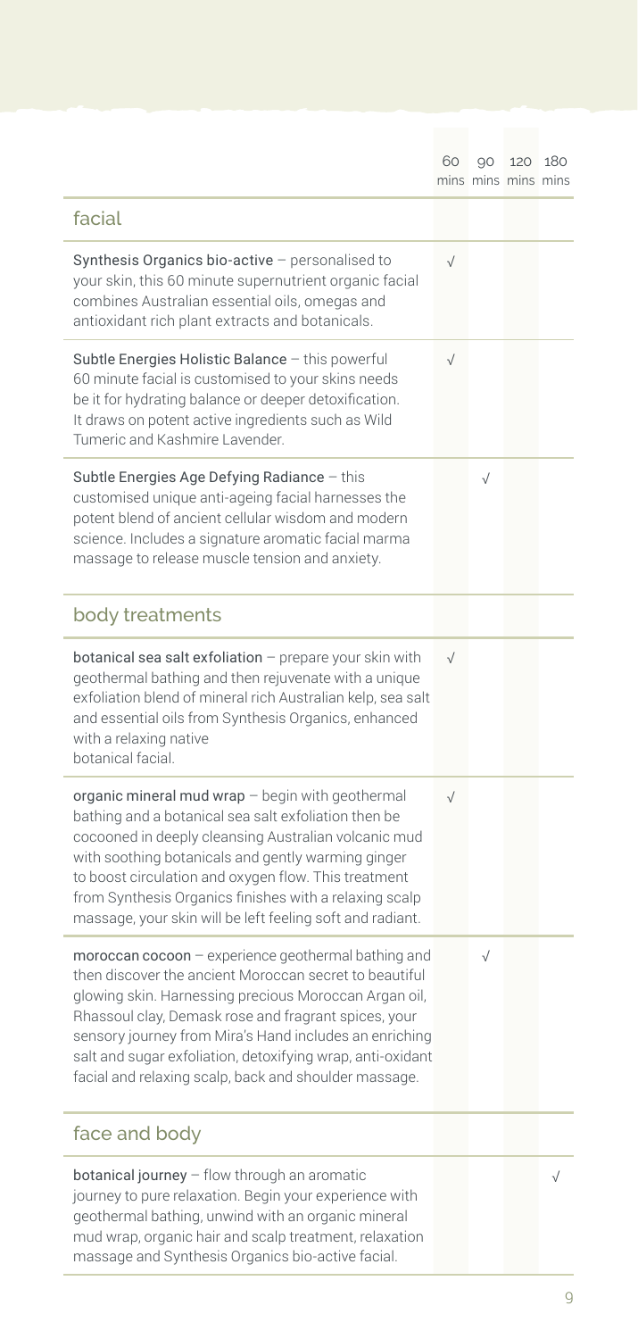| | 60 mins | 90 mins | 120 mins | 180 mins |
|---|---|---|---|---|
| **facial** | | | | |
| Synthesis Organics bio-active – personalised to your skin, this 60 minute supernutrient organic facial combines Australian essential oils, omegas and antioxidant rich plant extracts and botanicals. | √ | | | |
| Subtle Energies Holistic Balance – this powerful 60 minute facial is customised to your skins needs be it for hydrating balance or deeper detoxification. It draws on potent active ingredients such as Wild Tumeric and Kashmire Lavender. | √ | | | |
| Subtle Energies Age Defying Radiance – this customised unique anti-ageing facial harnesses the potent blend of ancient cellular wisdom and modern science. Includes a signature aromatic facial marma massage to release muscle tension and anxiety. | | √ | | |
| **body treatments** | | | | |
| botanical sea salt exfoliation – prepare your skin with geothermal bathing and then rejuvenate with a unique exfoliation blend of mineral rich Australian kelp, sea salt and essential oils from Synthesis Organics, enhanced with a relaxing native botanical facial. | √ | | | |
| organic mineral mud wrap – begin with geothermal bathing and a botanical sea salt exfoliation then be cocooned in deeply cleansing Australian volcanic mud with soothing botanicals and gently warming ginger to boost circulation and oxygen flow. This treatment from Synthesis Organics finishes with a relaxing scalp massage, your skin will be left feeling soft and radiant. | √ | | | |
| moroccan cocoon – experience geothermal bathing and then discover the ancient Moroccan secret to beautiful glowing skin. Harnessing precious Moroccan Argan oil, Rhassoul clay, Demask rose and fragrant spices, your sensory journey from Mira's Hand includes an enriching salt and sugar exfoliation, detoxifying wrap, anti-oxidant facial and relaxing scalp, back and shoulder massage. | | √ | | |
| **face and body** | | | | |
| botanical journey – flow through an aromatic journey to pure relaxation. Begin your experience with geothermal bathing, unwind with an organic mineral mud wrap, organic hair and scalp treatment, relaxation massage and Synthesis Organics bio-active facial. | | | | √ |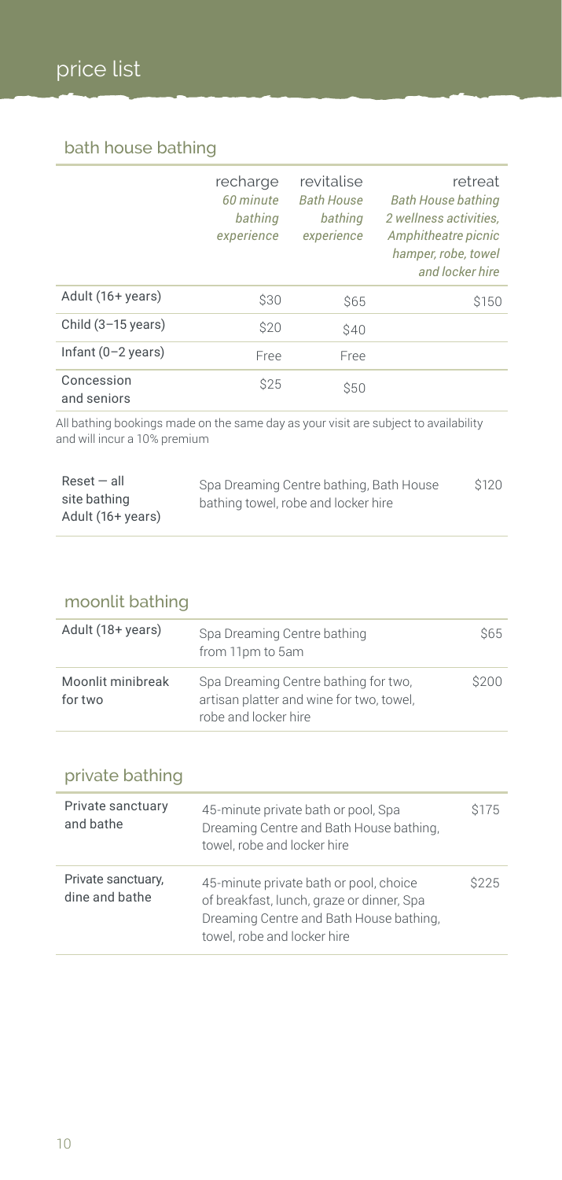# price list

## bath house bathing

| | recharge *60 minute bathing experience* | revitalise *Bath House bathing experience* | retreat *Bath House bathing 2 wellness activities, Amphitheatre picnic hamper, robe, towel and locker hire* |
|---|---|---|---|
| Adult (16+ years) | $30 | $65 | $150 |
| Child (3–15 years) | $20 | $40 | |
| Infant (0–2 years) | Free | Free | |
| Concession and seniors | $25 | $50 | |

All bathing bookings made on the same day as your visit are subject to availability and will incur a 10% premium

| | | |
|---|---|---|
| Reset — all site bathing Adult (16+ years) | Spa Dreaming Centre bathing, Bath House bathing towel, robe and locker hire | $120 |

## moonlit bathing

| | | |
|---|---|---|
| Adult (18+ years) | Spa Dreaming Centre bathing from 11pm to 5am | $65 |
| Moonlit minibreak for two | Spa Dreaming Centre bathing for two, artisan platter and wine for two, towel, robe and locker hire | $200 |

## private bathing

| | | |
|---|---|---|
| Private sanctuary and bathe | 45-minute private bath or pool, Spa Dreaming Centre and Bath House bathing, towel, robe and locker hire | $175 |
| Private sanctuary, dine and bathe | 45-minute private bath or pool, choice of breakfast, lunch, graze or dinner, Spa Dreaming Centre and Bath House bathing, towel, robe and locker hire | $225 |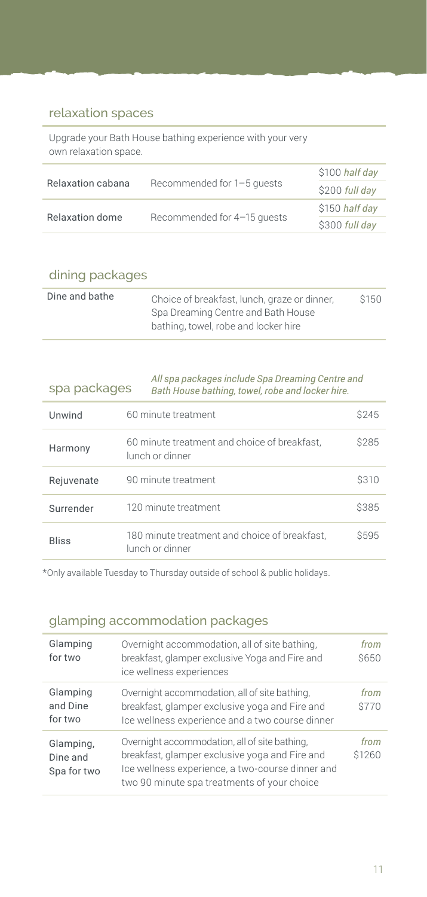## relaxation spaces

Upgrade your Bath House bathing experience with your very own relaxation space.

| | | |
|---|---|---|
| Relaxation cabana | Recommended for 1–5 guests | $100 *half day* |
| | | $200 *full day* |
| Relaxation dome | Recommended for 4–15 guests | $150 *half day* |
| | | $300 *full day* |

## dining packages

| | | |
|---|---|---|
| Dine and bathe | Choice of breakfast, lunch, graze or dinner, Spa Dreaming Centre and Bath House bathing, towel, robe and locker hire | $150 |

## spa packages

*All spa packages include Spa Dreaming Centre and Bath House bathing, towel, robe and locker hire.*

| | | |
|---|---|---|
| Unwind | 60 minute treatment | $245 |
| Harmony | 60 minute treatment and choice of breakfast, lunch or dinner | $285 |
| Rejuvenate | 90 minute treatment | $310 |
| Surrender | 120 minute treatment | $385 |
| Bliss | 180 minute treatment and choice of breakfast, lunch or dinner | $595 |

*Only available Tuesday to Thursday outside of school & public holidays.

## glamping accommodation packages

| | | |
|---|---|---|
| Glamping for two | Overnight accommodation, all of site bathing, breakfast, glamper exclusive Yoga and Fire and ice wellness experiences | *from* $650 |
| Glamping and Dine for two | Overnight accommodation, all of site bathing, breakfast, glamper exclusive yoga and Fire and Ice wellness experience and a two course dinner | *from* $770 |
| Glamping, Dine and Spa for two | Overnight accommodation, all of site bathing, breakfast, glamper exclusive yoga and Fire and Ice wellness experience, a two-course dinner and two 90 minute spa treatments of your choice | *from* $1260 |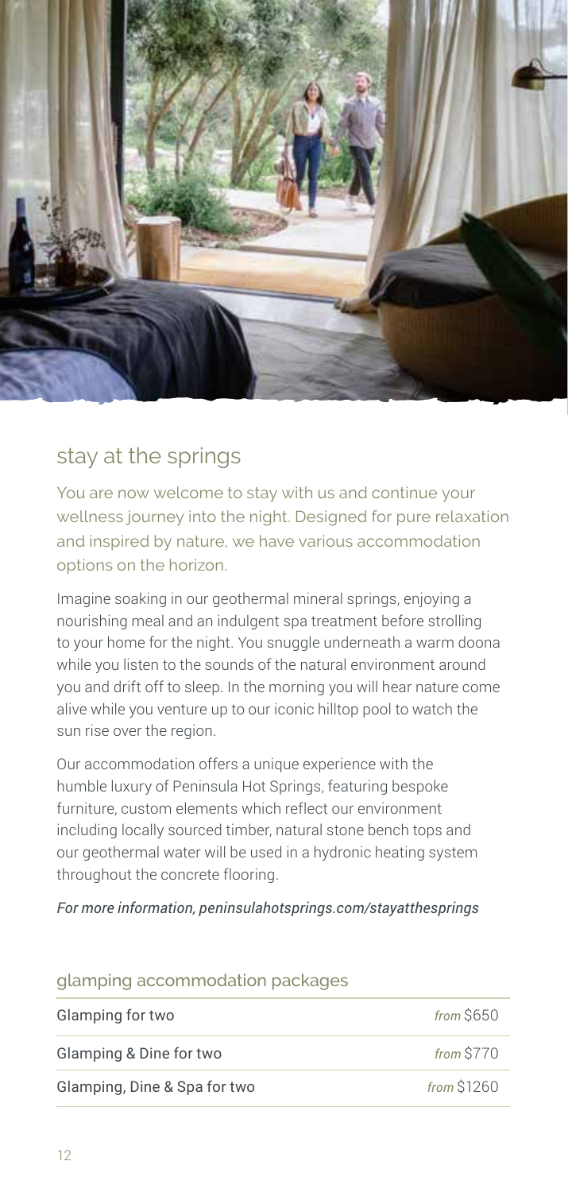## stay at the springs

You are now welcome to stay with us and continue your wellness journey into the night. Designed for pure relaxation and inspired by nature, we have various accommodation options on the horizon.

Imagine soaking in our geothermal mineral springs, enjoying a nourishing meal and an indulgent spa treatment before strolling to your home for the night. You snuggle underneath a warm doona while you listen to the sounds of the natural environment around you and drift off to sleep. In the morning you will hear nature come alive while you venture up to our iconic hilltop pool to watch the sun rise over the region.

Our accommodation offers a unique experience with the humble luxury of Peninsula Hot Springs, featuring bespoke furniture, custom elements which reflect our environment including locally sourced timber, natural stone bench tops and our geothermal water will be used in a hydronic heating system throughout the concrete flooring.

*For more information, peninsulahotsprings.com/stayatthesprings*

### glamping accommodation packages

| Package | Price |
|---|---|
| Glamping for two | *from* $650 |
| Glamping & Dine for two | *from* $770 |
| Glamping, Dine & Spa for two | *from* $1260 |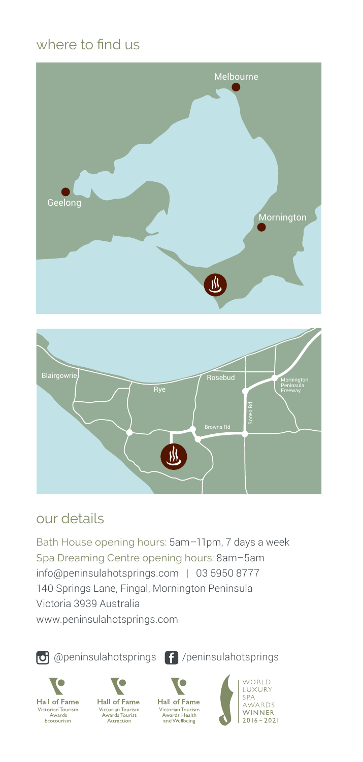## where to find us

Melbourne

Geelong

Mornington

Blairgowrie

Rye

Rosebud

Mornington Peninsula Freeway

Boneo Rd

Browns Rd

## our details

Bath House opening hours: 5am–11pm, 7 days a week
Spa Dreaming Centre opening hours: 8am–5am
info@peninsulahotsprings.com | 03 5950 8777
140 Springs Lane, Fingal, Mornington Peninsula
Victoria 3939 Australia
www.peninsulahotsprings.com

@peninsulahotsprings /peninsulahotsprings

Hall of Fame Victorian Tourism Awards Ecotourism

Hall of Fame Victorian Tourism Awards Tourist Attraction

Hall of Fame Victorian Tourism Awards Health and Wellbeing

WORLD LUXURY SPA AWARDS WINNER 2016 – 2021